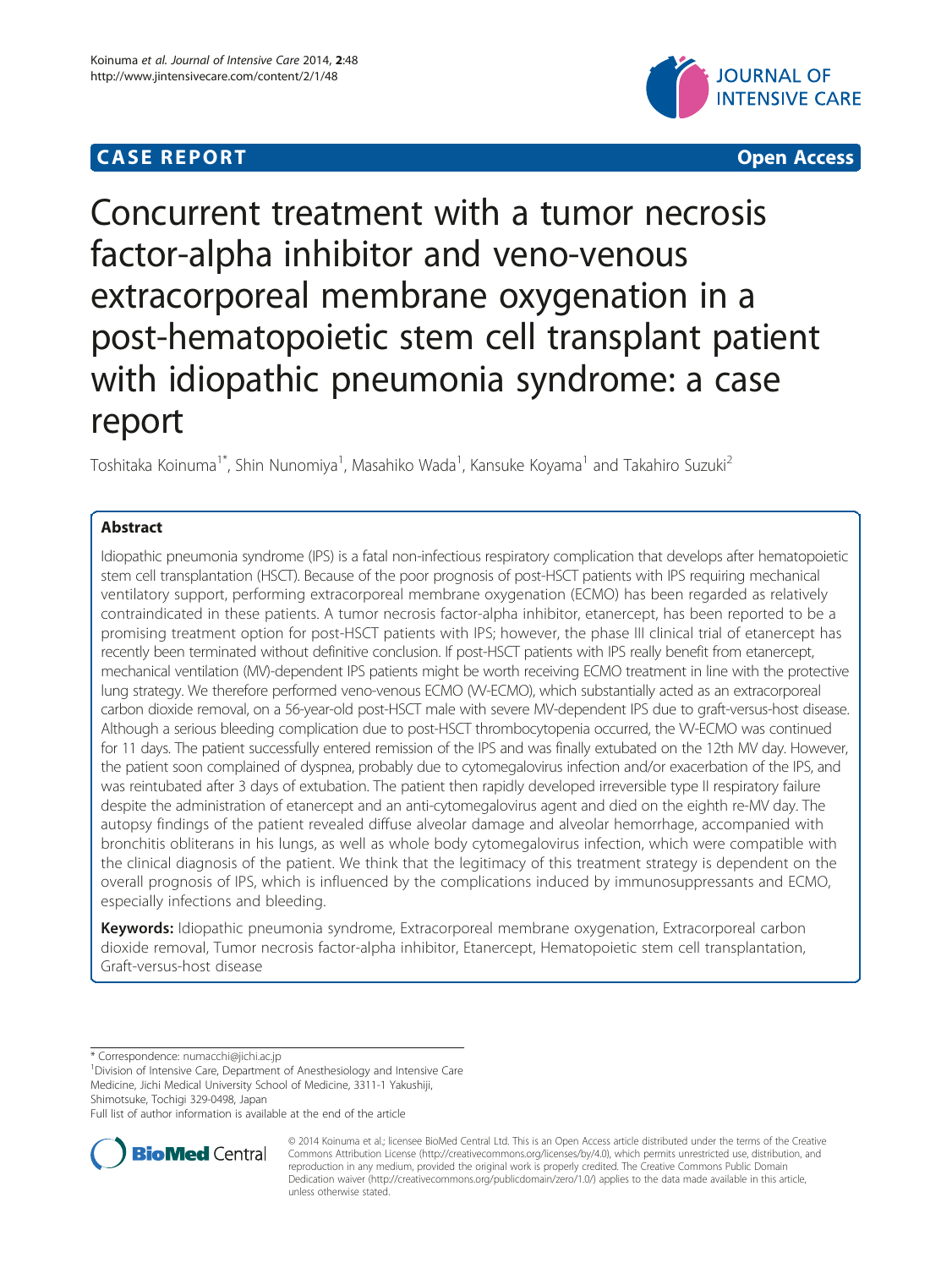**CASE REPORT** **Open Access**

# Concurrent treatment with a tumor necrosis factor-alpha inhibitor and veno-venous extracorporeal membrane oxygenation in a post-hematopoietic stem cell transplant patient with idiopathic pneumonia syndrome: a case report

Toshitaka Koinuma[1*], Shin Nunomiya[1], Masahiko Wada[1], Kansuke Koyama[1] and Takahiro Suzuki[2]

## Abstract

Idiopathic pneumonia syndrome (IPS) is a fatal non-infectious respiratory complication that develops after hematopoietic stem cell transplantation (HSCT). Because of the poor prognosis of post-HSCT patients with IPS requiring mechanical ventilatory support, performing extracorporeal membrane oxygenation (ECMO) has been regarded as relatively contraindicated in these patients. A tumor necrosis factor-alpha inhibitor, etanercept, has been reported to be a promising treatment option for post-HSCT patients with IPS; however, the phase III clinical trial of etanercept has recently been terminated without definitive conclusion. If post-HSCT patients with IPS really benefit from etanercept, mechanical ventilation (MV)-dependent IPS patients might be worth receiving ECMO treatment in line with the protective lung strategy. We therefore performed veno-venous ECMO (VV-ECMO), which substantially acted as an extracorporeal carbon dioxide removal, on a 56-year-old post-HSCT male with severe MV-dependent IPS due to graft-versus-host disease. Although a serious bleeding complication due to post-HSCT thrombocytopenia occurred, the VV-ECMO was continued for 11 days. The patient successfully entered remission of the IPS and was finally extubated on the 12th MV day. However, the patient soon complained of dyspnea, probably due to cytomegalovirus infection and/or exacerbation of the IPS, and was reintubated after 3 days of extubation. The patient then rapidly developed irreversible type II respiratory failure despite the administration of etanercept and an anti-cytomegalovirus agent and died on the eighth re-MV day. The autopsy findings of the patient revealed diffuse alveolar damage and alveolar hemorrhage, accompanied with bronchitis obliterans in his lungs, as well as whole body cytomegalovirus infection, which were compatible with the clinical diagnosis of the patient. We think that the legitimacy of this treatment strategy is dependent on the overall prognosis of IPS, which is influenced by the complications induced by immunosuppressants and ECMO, especially infections and bleeding.

**Keywords:** Idiopathic pneumonia syndrome, Extracorporeal membrane oxygenation, Extracorporeal carbon dioxide removal, Tumor necrosis factor-alpha inhibitor, Etanercept, Hematopoietic stem cell transplantation, Graft-versus-host disease

---

\* Correspondence: numacchi@jichi.ac.jp
[1]Division of Intensive Care, Department of Anesthesiology and Intensive Care Medicine, Jichi Medical University School of Medicine, 3311-1 Yakushiji, Shimotsuke, Tochigi 329-0498, Japan
Full list of author information is available at the end of the article

© 2014 Koinuma et al.; licensee BioMed Central Ltd. This is an Open Access article distributed under the terms of the Creative Commons Attribution License (http://creativecommons.org/licenses/by/4.0), which permits unrestricted use, distribution, and reproduction in any medium, provided the original work is properly credited. The Creative Commons Public Domain Dedication waiver (http://creativecommons.org/publicdomain/zero/1.0/) applies to the data made available in this article, unless otherwise stated.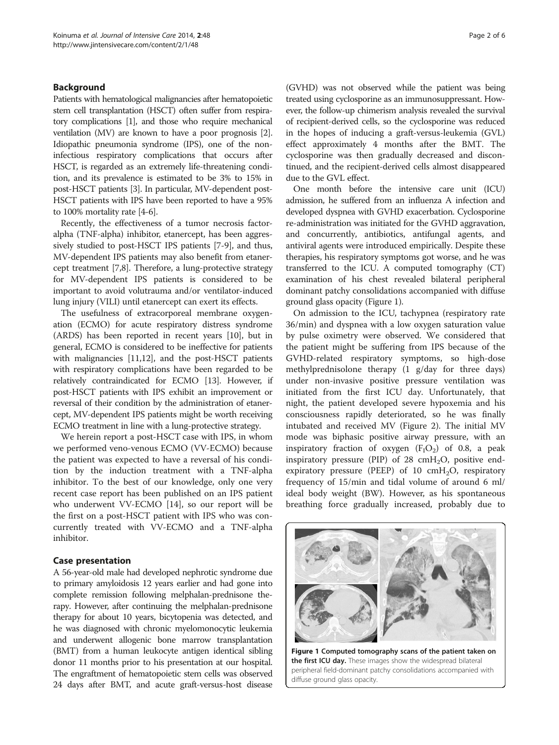## Background

Patients with hematological malignancies after hematopoietic stem cell transplantation (HSCT) often suffer from respiratory complications [1], and those who require mechanical ventilation (MV) are known to have a poor prognosis [2]. Idiopathic pneumonia syndrome (IPS), one of the non-infectious respiratory complications that occurs after HSCT, is regarded as an extremely life-threatening condition, and its prevalence is estimated to be 3% to 15% in post-HSCT patients [3]. In particular, MV-dependent post-HSCT patients with IPS have been reported to have a 95% to 100% mortality rate [4-6].

Recently, the effectiveness of a tumor necrosis factor-alpha (TNF-alpha) inhibitor, etanercept, has been aggressively studied to post-HSCT IPS patients [7-9], and thus, MV-dependent IPS patients may also benefit from etanercept treatment [7,8]. Therefore, a lung-protective strategy for MV-dependent IPS patients is considered to be important to avoid volutrauma and/or ventilator-induced lung injury (VILI) until etanercept can exert its effects.

The usefulness of extracorporeal membrane oxygenation (ECMO) for acute respiratory distress syndrome (ARDS) has been reported in recent years [10], but in general, ECMO is considered to be ineffective for patients with malignancies [11,12], and the post-HSCT patients with respiratory complications have been regarded to be relatively contraindicated for ECMO [13]. However, if post-HSCT patients with IPS exhibit an improvement or reversal of their condition by the administration of etanercept, MV-dependent IPS patients might be worth receiving ECMO treatment in line with a lung-protective strategy.

We herein report a post-HSCT case with IPS, in whom we performed veno-venous ECMO (VV-ECMO) because the patient was expected to have a reversal of his condition by the induction treatment with a TNF-alpha inhibitor. To the best of our knowledge, only one very recent case report has been published on an IPS patient who underwent VV-ECMO [14], so our report will be the first on a post-HSCT patient with IPS who was concurrently treated with VV-ECMO and a TNF-alpha inhibitor.

## Case presentation

A 56-year-old male had developed nephrotic syndrome due to primary amyloidosis 12 years earlier and had gone into complete remission following melphalan-prednisone therapy. However, after continuing the melphalan-prednisone therapy for about 10 years, bicytopenia was detected, and he was diagnosed with chronic myelomonocytic leukemia and underwent allogenic bone marrow transplantation (BMT) from a human leukocyte antigen identical sibling donor 11 months prior to his presentation at our hospital. The engraftment of hematopoietic stem cells was observed 24 days after BMT, and acute graft-versus-host disease (GVHD) was not observed while the patient was being treated using cyclosporine as an immunosuppressant. However, the follow-up chimerism analysis revealed the survival of recipient-derived cells, so the cyclosporine was reduced in the hopes of inducing a graft-versus-leukemia (GVL) effect approximately 4 months after the BMT. The cyclosporine was then gradually decreased and discontinued, and the recipient-derived cells almost disappeared due to the GVL effect.

One month before the intensive care unit (ICU) admission, he suffered from an influenza A infection and developed dyspnea with GVHD exacerbation. Cyclosporine re-administration was initiated for the GVHD aggravation, and concurrently, antibiotics, antifungal agents, and antiviral agents were introduced empirically. Despite these therapies, his respiratory symptoms got worse, and he was transferred to the ICU. A computed tomography (CT) examination of his chest revealed bilateral peripheral dominant patchy consolidations accompanied with diffuse ground glass opacity (Figure 1).

On admission to the ICU, tachypnea (respiratory rate 36/min) and dyspnea with a low oxygen saturation value by pulse oximetry were observed. We considered that the patient might be suffering from IPS because of the GVHD-related respiratory symptoms, so high-dose methylprednisolone therapy (1 g/day for three days) under non-invasive positive pressure ventilation was initiated from the first ICU day. Unfortunately, that night, the patient developed severe hypoxemia and his consciousness rapidly deteriorated, so he was finally intubated and received MV (Figure 2). The initial MV mode was biphasic positive airway pressure, with an inspiratory fraction of oxygen ($F_IO_2$) of 0.8, a peak inspiratory pressure (PIP) of 28 $cmH_2O$, positive end-expiratory pressure (PEEP) of 10 $cmH_2O$, respiratory frequency of 15/min and tidal volume of around 6 ml/ideal body weight (BW). However, as his spontaneous breathing force gradually increased, probably due to

**Figure 1 Computed tomography scans of the patient taken on the first ICU day.** These images show the widespread bilateral peripheral field-dominant patchy consolidations accompanied with diffuse ground glass opacity.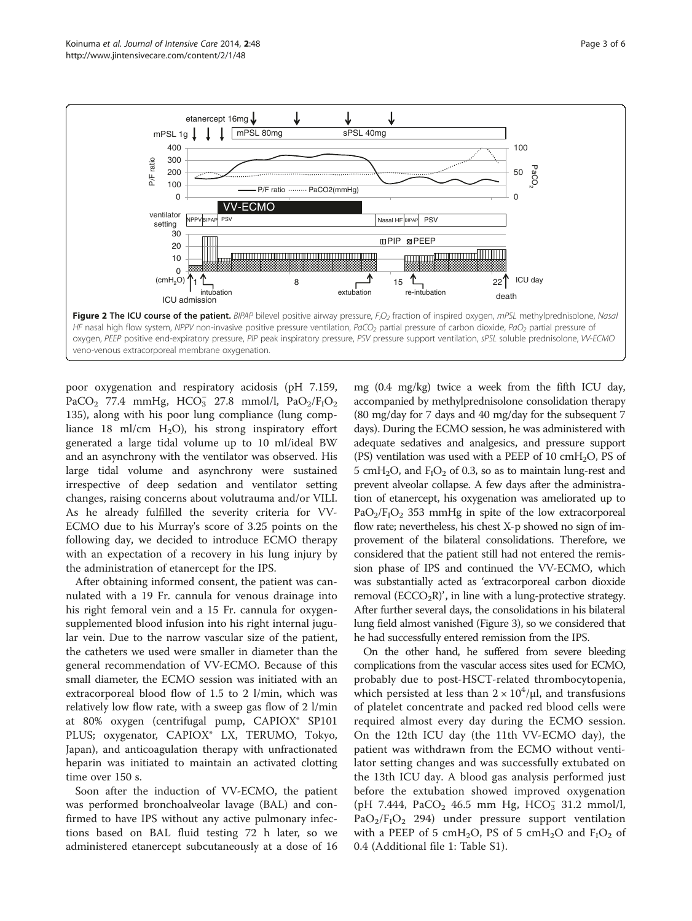**Figure 2 The ICU course of the patient.** *BIPAP* bilevel positive airway pressure, $F_IO_2$ fraction of inspired oxygen, *mPSL* methylprednisolone, *Nasal HF* nasal high flow system, *NPPV* non-invasive positive pressure ventilation, $PaCO_2$ partial pressure of carbon dioxide, $PaO_2$ partial pressure of oxygen, *PEEP* positive end-expiratory pressure, *PIP* peak inspiratory pressure, *PSV* pressure support ventilation, *sPSL* soluble prednisolone, *VV-ECMO* veno-venous extracorporeal membrane oxygenation.

poor oxygenation and respiratory acidosis (pH 7.159, $PaCO_2$ 77.4 mmHg, $HCO_3^-$ 27.8 mmol/l, $PaO_2/F_IO_2$ 135), along with his poor lung compliance (lung compliance 18 ml/cm $H_2O$), his strong inspiratory effort generated a large tidal volume up to 10 ml/ideal BW and an asynchrony with the ventilator was observed. His large tidal volume and asynchrony were sustained irrespective of deep sedation and ventilator setting changes, raising concerns about volutrauma and/or VILI. As he already fulfilled the severity criteria for VV-ECMO due to his Murray's score of 3.25 points on the following day, we decided to introduce ECMO therapy with an expectation of a recovery in his lung injury by the administration of etanercept for the IPS.

After obtaining informed consent, the patient was cannulated with a 19 Fr. cannula for venous drainage into his right femoral vein and a 15 Fr. cannula for oxygen-supplemented blood infusion into his right internal jugular vein. Due to the narrow vascular size of the patient, the catheters we used were smaller in diameter than the general recommendation of VV-ECMO. Because of this small diameter, the ECMO session was initiated with an extracorporeal blood flow of 1.5 to 2 l/min, which was relatively low flow rate, with a sweep gas flow of 2 l/min at 80% oxygen (centrifugal pump, CAPIOX® SP101 PLUS; oxygenator, CAPIOX® LX, TERUMO, Tokyo, Japan), and anticoagulation therapy with unfractionated heparin was initiated to maintain an activated clotting time over 150 s.

Soon after the induction of VV-ECMO, the patient was performed bronchoalveolar lavage (BAL) and confirmed to have IPS without any active pulmonary infections based on BAL fluid testing 72 h later, so we administered etanercept subcutaneously at a dose of 16 mg (0.4 mg/kg) twice a week from the fifth ICU day, accompanied by methylprednisolone consolidation therapy (80 mg/day for 7 days and 40 mg/day for the subsequent 7 days). During the ECMO session, he was administered with adequate sedatives and analgesics, and pressure support (PS) ventilation was used with a PEEP of 10 cm$H_2O$, PS of 5 cm$H_2O$, and $F_IO_2$ of 0.3, so as to maintain lung-rest and prevent alveolar collapse. A few days after the administration of etanercept, his oxygenation was ameliorated up to $PaO_2/F_IO_2$ 353 mmHg in spite of the low extracorporeal flow rate; nevertheless, his chest X-p showed no sign of improvement of the bilateral consolidations. Therefore, we considered that the patient still had not entered the remission phase of IPS and continued the VV-ECMO, which was substantially acted as 'extracorporeal carbon dioxide removal ($ECCO_2R$)', in line with a lung-protective strategy. After further several days, the consolidations in his bilateral lung field almost vanished (Figure 3), so we considered that he had successfully entered remission from the IPS.

On the other hand, he suffered from severe bleeding complications from the vascular access sites used for ECMO, probably due to post-HSCT-related thrombocytopenia, which persisted at less than $2 \times 10^4$/μl, and transfusions of platelet concentrate and packed red blood cells were required almost every day during the ECMO session. On the 12th ICU day (the 11th VV-ECMO day), the patient was withdrawn from the ECMO without ventilator setting changes and was successfully extubated on the 13th ICU day. A blood gas analysis performed just before the extubation showed improved oxygenation (pH 7.444, $PaCO_2$ 46.5 mm Hg, $HCO_3^-$ 31.2 mmol/l, $PaO_2/F_IO_2$ 294) under pressure support ventilation with a PEEP of 5 cm$H_2O$, PS of 5 cm$H_2O$ and $F_IO_2$ of 0.4 (Additional file 1: Table S1).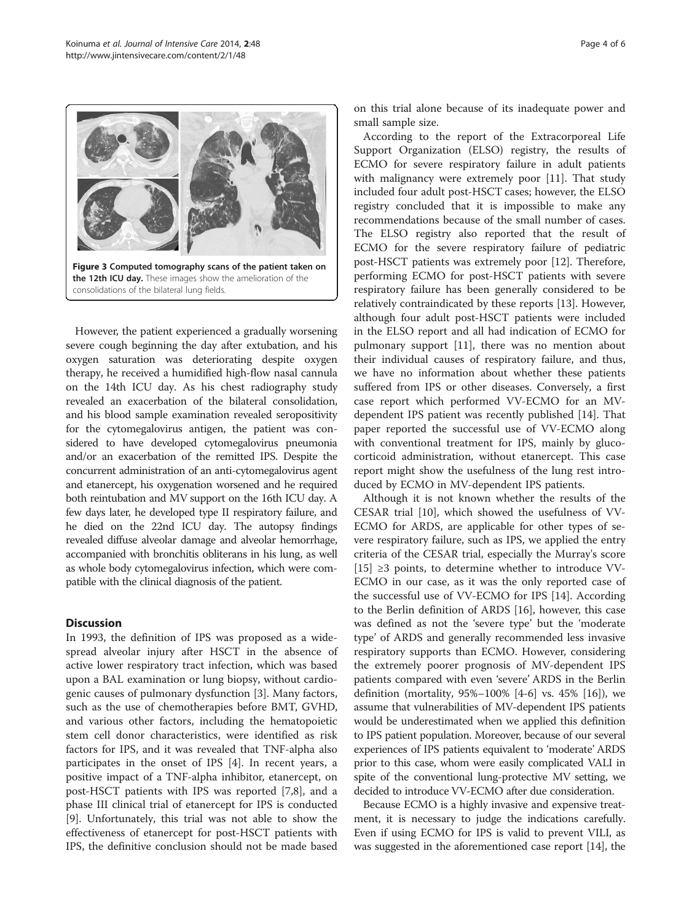**Figure 3 Computed tomography scans of the patient taken on the 12th ICU day.** These images show the amelioration of the consolidations of the bilateral lung fields.

However, the patient experienced a gradually worsening severe cough beginning the day after extubation, and his oxygen saturation was deteriorating despite oxygen therapy, he received a humidified high-flow nasal cannula on the 14th ICU day. As his chest radiography study revealed an exacerbation of the bilateral consolidation, and his blood sample examination revealed seropositivity for the cytomegalovirus antigen, the patient was considered to have developed cytomegalovirus pneumonia and/or an exacerbation of the remitted IPS. Despite the concurrent administration of an anti-cytomegalovirus agent and etanercept, his oxygenation worsened and he required both reintubation and MV support on the 16th ICU day. A few days later, he developed type II respiratory failure, and he died on the 22nd ICU day. The autopsy findings revealed diffuse alveolar damage and alveolar hemorrhage, accompanied with bronchitis obliterans in his lung, as well as whole body cytomegalovirus infection, which were compatible with the clinical diagnosis of the patient.

## Discussion

In 1993, the definition of IPS was proposed as a widespread alveolar injury after HSCT in the absence of active lower respiratory tract infection, which was based upon a BAL examination or lung biopsy, without cardiogenic causes of pulmonary dysfunction [3]. Many factors, such as the use of chemotherapies before BMT, GVHD, and various other factors, including the hematopoietic stem cell donor characteristics, were identified as risk factors for IPS, and it was revealed that TNF-alpha also participates in the onset of IPS [4]. In recent years, a positive impact of a TNF-alpha inhibitor, etanercept, on post-HSCT patients with IPS was reported [7,8], and a phase III clinical trial of etanercept for IPS is conducted [9]. Unfortunately, this trial was not able to show the effectiveness of etanercept for post-HSCT patients with IPS, the definitive conclusion should not be made based on this trial alone because of its inadequate power and small sample size.

According to the report of the Extracorporeal Life Support Organization (ELSO) registry, the results of ECMO for severe respiratory failure in adult patients with malignancy were extremely poor [11]. That study included four adult post-HSCT cases; however, the ELSO registry concluded that it is impossible to make any recommendations because of the small number of cases. The ELSO registry also reported that the result of ECMO for the severe respiratory failure of pediatric post-HSCT patients was extremely poor [12]. Therefore, performing ECMO for post-HSCT patients with severe respiratory failure has been generally considered to be relatively contraindicated by these reports [13]. However, although four adult post-HSCT patients were included in the ELSO report and all had indication of ECMO for pulmonary support [11], there was no mention about their individual causes of respiratory failure, and thus, we have no information about whether these patients suffered from IPS or other diseases. Conversely, a first case report which performed VV-ECMO for an MV-dependent IPS patient was recently published [14]. That paper reported the successful use of VV-ECMO along with conventional treatment for IPS, mainly by glucocorticoid administration, without etanercept. This case report might show the usefulness of the lung rest introduced by ECMO in MV-dependent IPS patients.

Although it is not known whether the results of the CESAR trial [10], which showed the usefulness of VV-ECMO for ARDS, are applicable for other types of severe respiratory failure, such as IPS, we applied the entry criteria of the CESAR trial, especially the Murray's score [15] ≥3 points, to determine whether to introduce VV-ECMO in our case, as it was the only reported case of the successful use of VV-ECMO for IPS [14]. According to the Berlin definition of ARDS [16], however, this case was defined as not the 'severe type' but the 'moderate type' of ARDS and generally recommended less invasive respiratory supports than ECMO. However, considering the extremely poorer prognosis of MV-dependent IPS patients compared with even 'severe' ARDS in the Berlin definition (mortality, 95%–100% [4-6] vs. 45% [16]), we assume that vulnerabilities of MV-dependent IPS patients would be underestimated when we applied this definition to IPS patient population. Moreover, because of our several experiences of IPS patients equivalent to 'moderate' ARDS prior to this case, whom were easily complicated VALI in spite of the conventional lung-protective MV setting, we decided to introduce VV-ECMO after due consideration.

Because ECMO is a highly invasive and expensive treatment, it is necessary to judge the indications carefully. Even if using ECMO for IPS is valid to prevent VILI, as was suggested in the aforementioned case report [14], the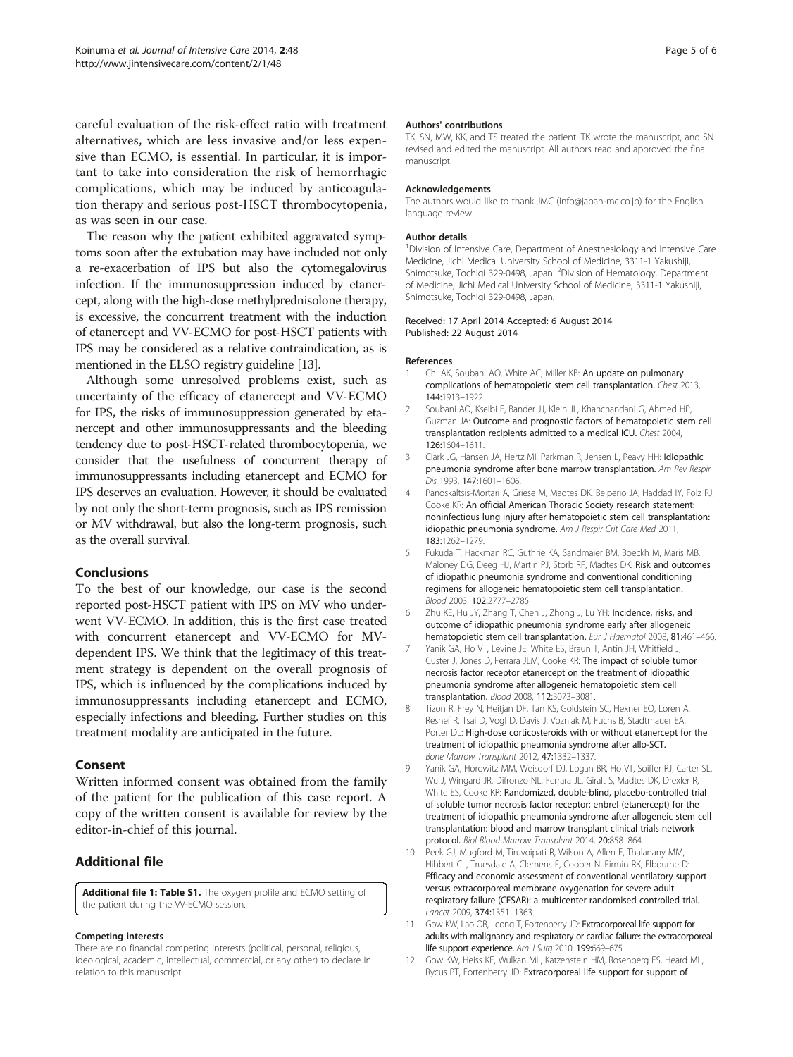careful evaluation of the risk-effect ratio with treatment alternatives, which are less invasive and/or less expensive than ECMO, is essential. In particular, it is important to take into consideration the risk of hemorrhagic complications, which may be induced by anticoagulation therapy and serious post-HSCT thrombocytopenia, as was seen in our case.

The reason why the patient exhibited aggravated symptoms soon after the extubation may have included not only a re-exacerbation of IPS but also the cytomegalovirus infection. If the immunosuppression induced by etanercept, along with the high-dose methylprednisolone therapy, is excessive, the concurrent treatment with the induction of etanercept and VV-ECMO for post-HSCT patients with IPS may be considered as a relative contraindication, as is mentioned in the ELSO registry guideline [13].

Although some unresolved problems exist, such as uncertainty of the efficacy of etanercept and VV-ECMO for IPS, the risks of immunosuppression generated by etanercept and other immunosuppressants and the bleeding tendency due to post-HSCT-related thrombocytopenia, we consider that the usefulness of concurrent therapy of immunosuppressants including etanercept and ECMO for IPS deserves an evaluation. However, it should be evaluated by not only the short-term prognosis, such as IPS remission or MV withdrawal, but also the long-term prognosis, such as the overall survival.

## Conclusions

To the best of our knowledge, our case is the second reported post-HSCT patient with IPS on MV who underwent VV-ECMO. In addition, this is the first case treated with concurrent etanercept and VV-ECMO for MV-dependent IPS. We think that the legitimacy of this treatment strategy is dependent on the overall prognosis of IPS, which is influenced by the complications induced by immunosuppressants including etanercept and ECMO, especially infections and bleeding. Further studies on this treatment modality are anticipated in the future.

## Consent

Written informed consent was obtained from the family of the patient for the publication of this case report. A copy of the written consent is available for review by the editor-in-chief of this journal.

## Additional file

**Additional file 1: Table S1.** The oxygen profile and ECMO setting of the patient during the VV-ECMO session.

#### Competing interests

There are no financial competing interests (political, personal, religious, ideological, academic, intellectual, commercial, or any other) to declare in relation to this manuscript.

#### Authors' contributions

TK, SN, MW, KK, and TS treated the patient. TK wrote the manuscript, and SN revised and edited the manuscript. All authors read and approved the final manuscript.

#### Acknowledgements

The authors would like to thank JMC (info@japan-mc.co.jp) for the English language review.

#### Author details

[1]Division of Intensive Care, Department of Anesthesiology and Intensive Care Medicine, Jichi Medical University School of Medicine, 3311-1 Yakushiji, Shimotsuke, Tochigi 329-0498, Japan. [2]Division of Hematology, Department of Medicine, Jichi Medical University School of Medicine, 3311-1 Yakushiji, Shimotsuke, Tochigi 329-0498, Japan.

Received: 17 April 2014 Accepted: 6 August 2014
Published: 22 August 2014

#### References

1. Chi AK, Soubani AO, White AC, Miller KB: An update on pulmonary complications of hematopoietic stem cell transplantation. *Chest* 2013, 144:1913–1922.
2. Soubani AO, Kseibi E, Bander JJ, Klein JL, Khanchandani G, Ahmed HP, Guzman JA: Outcome and prognostic factors of hematopoietic stem cell transplantation recipients admitted to a medical ICU. *Chest* 2004, 126:1604–1611.
3. Clark JG, Hansen JA, Hertz MI, Parkman R, Jensen L, Peavy HH: Idiopathic pneumonia syndrome after bone marrow transplantation. *Am Rev Respir Dis* 1993, 147:1601–1606.
4. Panoskaltsis-Mortari A, Griese M, Madtes DK, Belperio JA, Haddad IY, Folz RJ, Cooke KR: An official American Thoracic Society research statement: noninfectious lung injury after hematopoietic stem cell transplantation: idiopathic pneumonia syndrome. *Am J Respir Crit Care Med* 2011, 183:1262–1279.
5. Fukuda T, Hackman RC, Guthrie KA, Sandmaier BM, Boeckh M, Maris MB, Maloney DG, Deeg HJ, Martin PJ, Storb RF, Madtes DK: Risk and outcomes of idiopathic pneumonia syndrome and conventional conditioning regimens for allogeneic hematopoietic stem cell transplantation. *Blood* 2003, 102:2777–2785.
6. Zhu KE, Hu JY, Zhang T, Chen J, Zhong J, Lu YH: Incidence, risks, and outcome of idiopathic pneumonia syndrome early after allogeneic hematopoietic stem cell transplantation. *Eur J Haematol* 2008, 81:461–466.
7. Yanik GA, Ho VT, Levine JE, White ES, Braun T, Antin JH, Whitfield J, Custer J, Jones D, Ferrara JLM, Cooke KR: The impact of soluble tumor necrosis factor receptor etanercept on the treatment of idiopathic pneumonia syndrome after allogeneic hematopoietic stem cell transplantation. *Blood* 2008, 112:3073–3081.
8. Tizon R, Frey N, Heitjan DF, Tan KS, Goldstein SC, Hexner EO, Loren A, Reshef R, Tsai D, Vogl D, Davis J, Vozniak M, Fuchs B, Stadtmauer EA, Porter DL: High-dose corticosteroids with or without etanercept for the treatment of idiopathic pneumonia syndrome after allo-SCT. *Bone Marrow Transplant* 2012, 47:1332–1337.
9. Yanik GA, Horowitz MM, Weisdorf DJ, Logan BR, Ho VT, Soiffer RJ, Carter SL, Wu J, Wingard JR, Difronzo NL, Ferrara JL, Giralt S, Madtes DK, Drexler R, White ES, Cooke KR: Randomized, double-blind, placebo-controlled trial of soluble tumor necrosis factor receptor: enbrel (etanercept) for the treatment of idiopathic pneumonia syndrome after allogeneic stem cell transplantation: blood and marrow transplant clinical trials network protocol. *Biol Blood Marrow Transplant* 2014, 20:858–864.
10. Peek GJ, Mugford M, Tiruvoipati R, Wilson A, Allen E, Thalanany MM, Hibbert CL, Truesdale A, Clemens F, Cooper N, Firmin RK, Elbourne D: Efficacy and economic assessment of conventional ventilatory support versus extracorporeal membrane oxygenation for severe adult respiratory failure (CESAR): a multicenter randomised controlled trial. *Lancet* 2009, 374:1351–1363.
11. Gow KW, Lao OB, Leong T, Fortenberry JD: Extracorporeal life support for adults with malignancy and respiratory or cardiac failure: the extracorporeal life support experience. *Am J Surg* 2010, 199:669–675.
12. Gow KW, Heiss KF, Wulkan ML, Katzenstein HM, Rosenberg ES, Heard ML, Rycus PT, Fortenberry JD: Extracorporeal life support for support of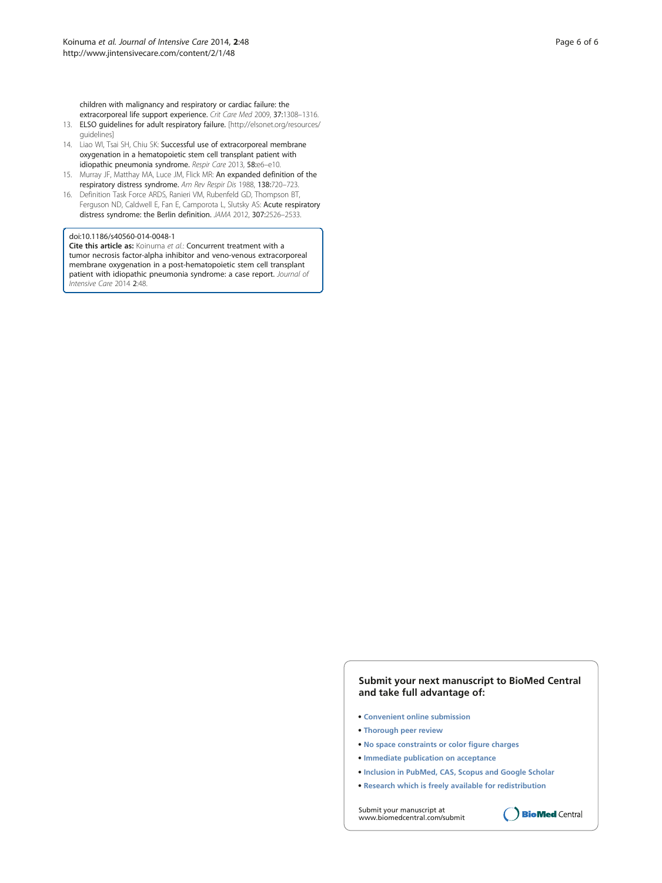children with malignancy and respiratory or cardiac failure: the extracorporeal life support experience. *Crit Care Med* 2009, **37**:1308–1316.

13. ELSO guidelines for adult respiratory failure. [http://elsonet.org/resources/guidelines]
14. Liao WI, Tsai SH, Chiu SK: Successful use of extracorporeal membrane oxygenation in a hematopoietic stem cell transplant patient with idiopathic pneumonia syndrome. *Respir Care* 2013, **58**:e6–e10.
15. Murray JF, Matthay MA, Luce JM, Flick MR: An expanded definition of the respiratory distress syndrome. *Am Rev Respir Dis* 1988, **138**:720–723.
16. Definition Task Force ARDS, Ranieri VM, Rubenfeld GD, Thompson BT, Ferguson ND, Caldwell E, Fan E, Camporota L, Slutsky AS: Acute respiratory distress syndrome: the Berlin definition. *JAMA* 2012, **307**:2526–2533.

doi:10.1186/s40560-014-0048-1
**Cite this article as:** Koinuma *et al.*: Concurrent treatment with a tumor necrosis factor-alpha inhibitor and veno-venous extracorporeal membrane oxygenation in a post-hematopoietic stem cell transplant patient with idiopathic pneumonia syndrome: a case report. *Journal of Intensive Care* 2014 **2**:48.

**Submit your next manuscript to BioMed Central and take full advantage of:**

- Convenient online submission
- Thorough peer review
- No space constraints or color figure charges
- Immediate publication on acceptance
- Inclusion in PubMed, CAS, Scopus and Google Scholar
- Research which is freely available for redistribution

Submit your manuscript at
www.biomedcentral.com/submit

BioMed Central